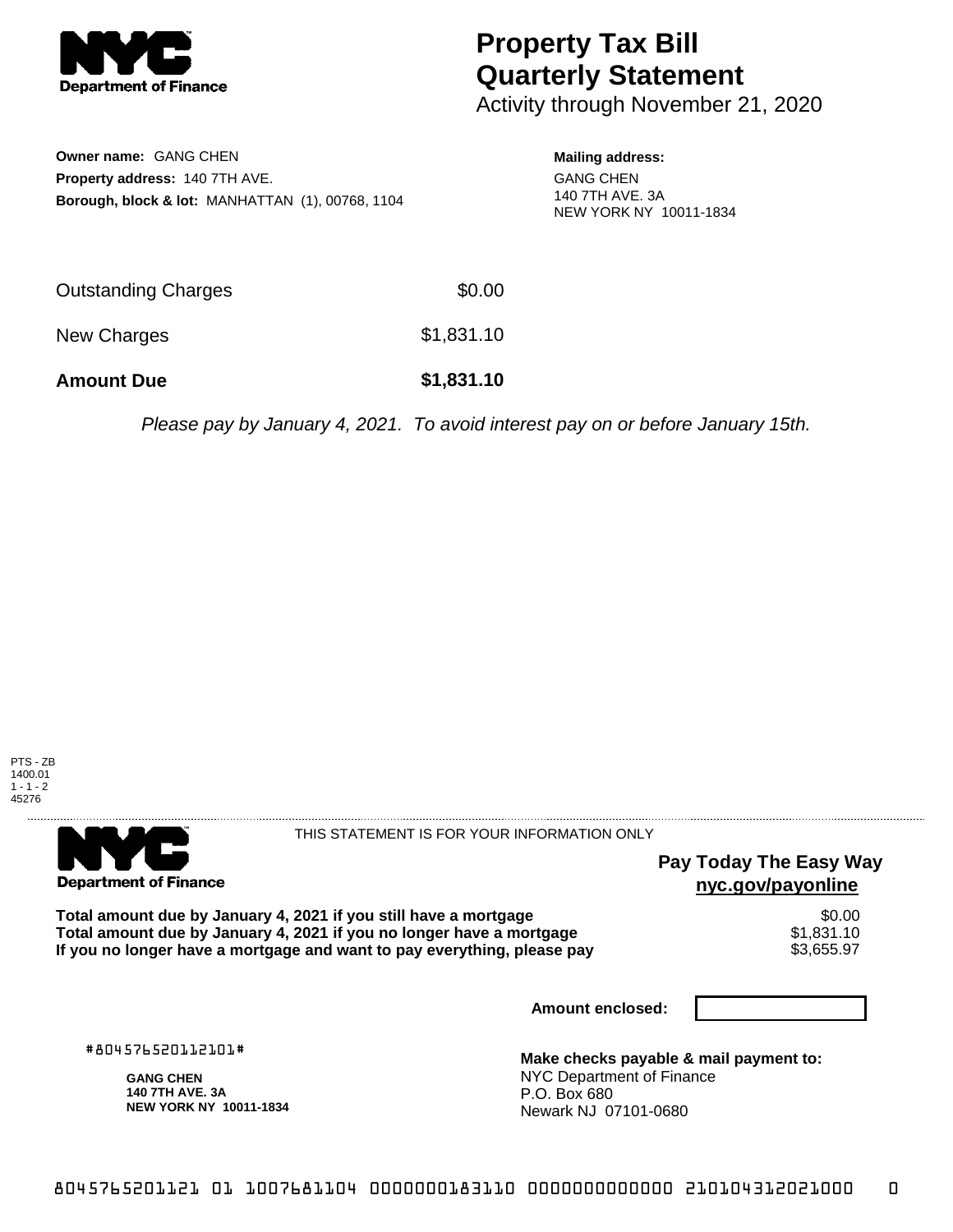# Property Tax Bill Quarterly Statement

Activity through November 21, 2020

**Owner name:** GANG CHEN
**Property address:** 140 7TH AVE.
**Borough, block & lot:** MANHATTAN (1), 00768, 1104

**Mailing address:**
GANG CHEN
140 7TH AVE. 3A
NEW YORK NY 10011-1834

| | |
|---|---|
| Outstanding Charges | $0.00 |
| New Charges | $1,831.10 |
| **Amount Due** | **$1,831.10** |

*Please pay by January 4, 2021. To avoid interest pay on or before January 15th.*

PTS - ZB
1400.01
1 - 1 - 2
45276

THIS STATEMENT IS FOR YOUR INFORMATION ONLY

**Pay Today The Easy Way**
**nyc.gov/payonline**

| | |
|---|---|
| **Total amount due by January 4, 2021 if you still have a mortgage** | $0.00 |
| **Total amount due by January 4, 2021 if you no longer have a mortgage** | $1,831.10 |
| **If you no longer have a mortgage and want to pay everything, please pay** | $3,655.97 |

**Amount enclosed:**

#804576520112101#

**GANG CHEN**
**140 7TH AVE. 3A**
**NEW YORK NY 10011-1834**

**Make checks payable & mail payment to:**
NYC Department of Finance
P.O. Box 680
Newark NJ 07101-0680

804576520112101 1007681104 0000000183110 0000000000000 210104312021000 0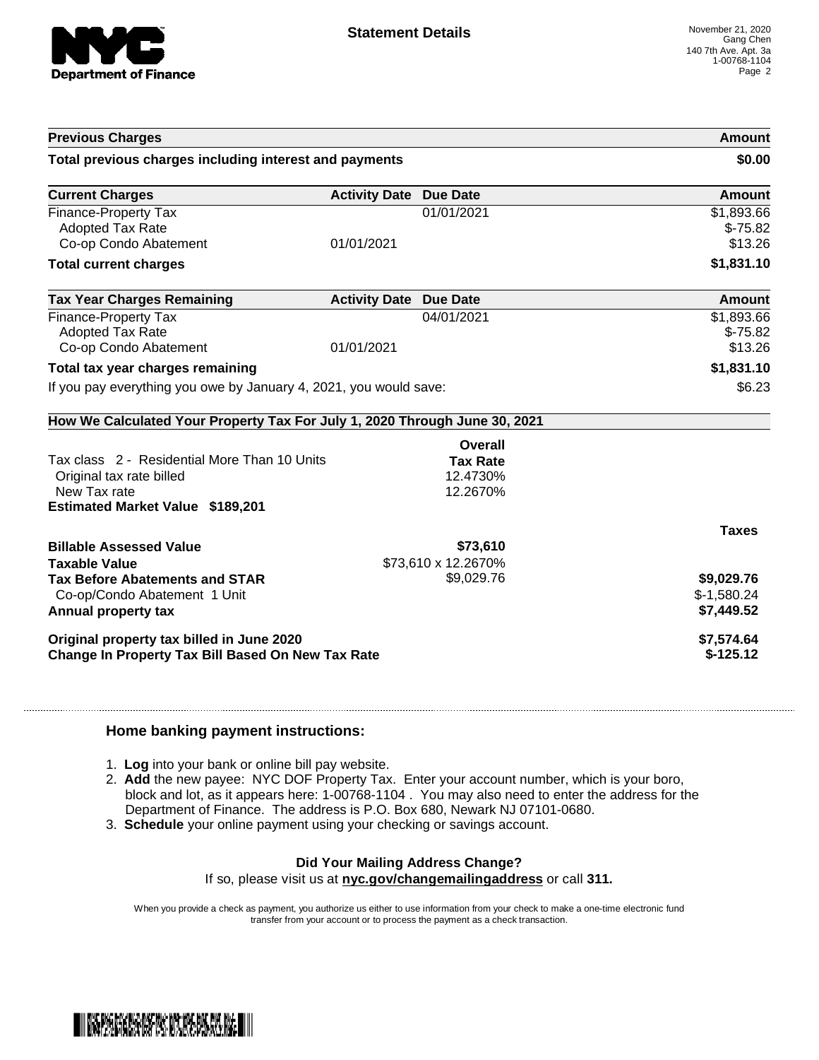# Statement Details

November 21, 2020
Gang Chen
140 7th Ave. Apt. 3a
1-00768-1104

| Previous Charges | | | Amount |
|---|---|---|---|
| **Total previous charges including interest and payments** | | | **$0.00** |

| Current Charges | Activity Date | Due Date | Amount |
|---|---|---|---|
| Finance-Property Tax | | 01/01/2021 | $1,893.66 |
| Adopted Tax Rate | | | $-75.82 |
| Co-op Condo Abatement | 01/01/2021 | | $13.26 |
| **Total current charges** | | | **$1,831.10** |

| Tax Year Charges Remaining | Activity Date | Due Date | Amount |
|---|---|---|---|
| Finance-Property Tax | | 04/01/2021 | $1,893.66 |
| Adopted Tax Rate | | | $-75.82 |
| Co-op Condo Abatement | 01/01/2021 | | $13.26 |
| **Total tax year charges remaining** | | | **$1,831.10** |
| If you pay everything you owe by January 4, 2021, you would save: | | | $6.23 |

**How We Calculated Your Property Tax For July 1, 2020 Through June 30, 2021**

| | Overall Tax Rate | Taxes |
|---|---|---|
| Tax class 2 - Residential More Than 10 Units | | |
| Original tax rate billed | 12.4730% | |
| New Tax rate | 12.2670% | |
| **Estimated Market Value $189,201** | | |
| **Billable Assessed Value** | **$73,610** | |
| **Taxable Value** | $73,610 x 12.2670% | |
| **Tax Before Abatements and STAR** | $9,029.76 | **$9,029.76** |
| Co-op/Condo Abatement 1 Unit | | $-1,580.24 |
| **Annual property tax** | | **$7,449.52** |
| **Original property tax billed in June 2020** | | **$7,574.64** |
| **Change In Property Tax Bill Based On New Tax Rate** | | **$-125.12** |

## Home banking payment instructions:

1. **Log** into your bank or online bill pay website.
2. **Add** the new payee: NYC DOF Property Tax. Enter your account number, which is your boro, block and lot, as it appears here: 1-00768-1104 . You may also need to enter the address for the Department of Finance. The address is P.O. Box 680, Newark NJ 07101-0680.
3. **Schedule** your online payment using your checking or savings account.

**Did Your Mailing Address Change?**

If so, please visit us at **nyc.gov/changemailingaddress** or call **311.**

When you provide a check as payment, you authorize us either to use information from your check to make a one-time electronic fund transfer from your account or to process the payment as a check transaction.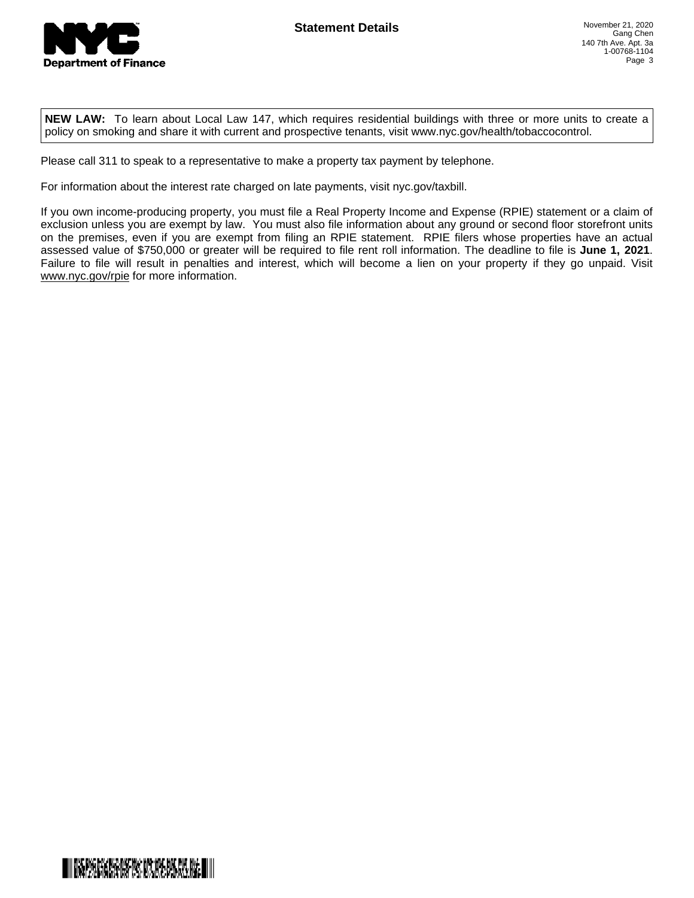**NEW LAW:** To learn about Local Law 147, which requires residential buildings with three or more units to create a policy on smoking and share it with current and prospective tenants, visit www.nyc.gov/health/tobaccocontrol.

Please call 311 to speak to a representative to make a property tax payment by telephone.

For information about the interest rate charged on late payments, visit nyc.gov/taxbill.

If you own income-producing property, you must file a Real Property Income and Expense (RPIE) statement or a claim of exclusion unless you are exempt by law. You must also file information about any ground or second floor storefront units on the premises, even if you are exempt from filing an RPIE statement. RPIE filers whose properties have an actual assessed value of $750,000 or greater will be required to file rent roll information. The deadline to file is **June 1, 2021**. Failure to file will result in penalties and interest, which will become a lien on your property if they go unpaid. Visit www.nyc.gov/rpie for more information.